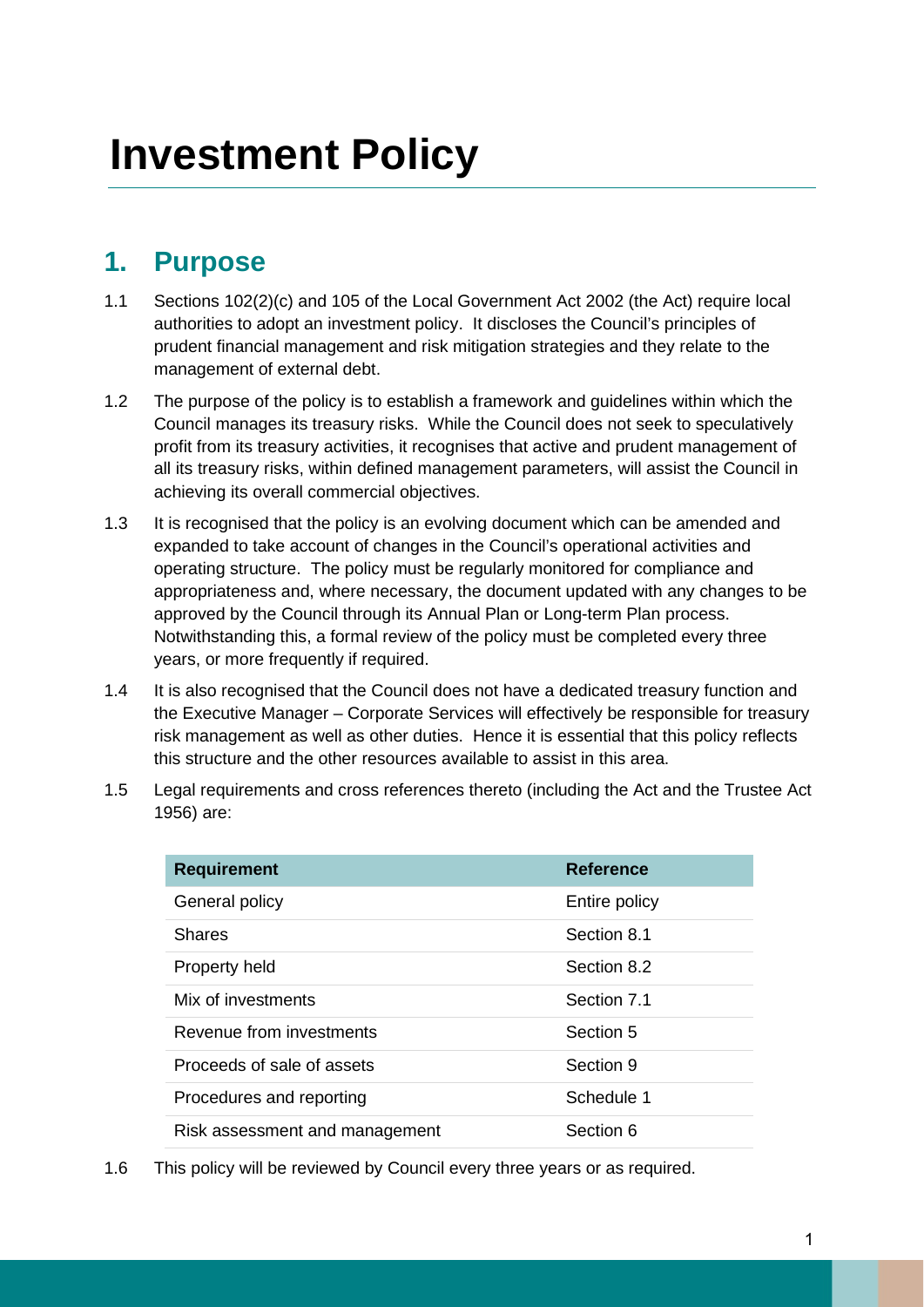# Investment Policy

## 1. Purpose

1.1 Sections 102(2)(c) and 105 of the Local Government Act 2002 (the Act) require local authorities to adopt an investment policy. It discloses the Council's principles of prudent financial management and risk mitigation strategies and they relate to the management of external debt.

1.2 The purpose of the policy is to establish a framework and guidelines within which the Council manages its treasury risks. While the Council does not seek to speculatively profit from its treasury activities, it recognises that active and prudent management of all its treasury risks, within defined management parameters, will assist the Council in achieving its overall commercial objectives.

1.3 It is recognised that the policy is an evolving document which can be amended and expanded to take account of changes in the Council's operational activities and operating structure. The policy must be regularly monitored for compliance and appropriateness and, where necessary, the document updated with any changes to be approved by the Council through its Annual Plan or Long-term Plan process. Notwithstanding this, a formal review of the policy must be completed every three years, or more frequently if required.

1.4 It is also recognised that the Council does not have a dedicated treasury function and the Executive Manager – Corporate Services will effectively be responsible for treasury risk management as well as other duties. Hence it is essential that this policy reflects this structure and the other resources available to assist in this area.

1.5 Legal requirements and cross references thereto (including the Act and the Trustee Act 1956) are:

| Requirement | Reference |
|---|---|
| General policy | Entire policy |
| Shares | Section 8.1 |
| Property held | Section 8.2 |
| Mix of investments | Section 7.1 |
| Revenue from investments | Section 5 |
| Proceeds of sale of assets | Section 9 |
| Procedures and reporting | Schedule 1 |
| Risk assessment and management | Section 6 |

1.6 This policy will be reviewed by Council every three years or as required.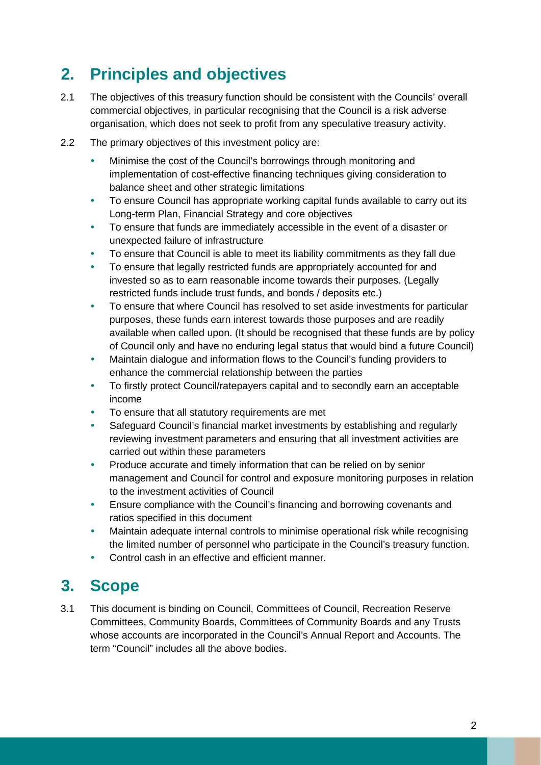## 2. Principles and objectives

2.1 The objectives of this treasury function should be consistent with the Councils' overall commercial objectives, in particular recognising that the Council is a risk adverse organisation, which does not seek to profit from any speculative treasury activity.

2.2 The primary objectives of this investment policy are:

- Minimise the cost of the Council's borrowings through monitoring and implementation of cost-effective financing techniques giving consideration to balance sheet and other strategic limitations
- To ensure Council has appropriate working capital funds available to carry out its Long-term Plan, Financial Strategy and core objectives
- To ensure that funds are immediately accessible in the event of a disaster or unexpected failure of infrastructure
- To ensure that Council is able to meet its liability commitments as they fall due
- To ensure that legally restricted funds are appropriately accounted for and invested so as to earn reasonable income towards their purposes. (Legally restricted funds include trust funds, and bonds / deposits etc.)
- To ensure that where Council has resolved to set aside investments for particular purposes, these funds earn interest towards those purposes and are readily available when called upon. (It should be recognised that these funds are by policy of Council only and have no enduring legal status that would bind a future Council)
- Maintain dialogue and information flows to the Council's funding providers to enhance the commercial relationship between the parties
- To firstly protect Council/ratepayers capital and to secondly earn an acceptable income
- To ensure that all statutory requirements are met
- Safeguard Council's financial market investments by establishing and regularly reviewing investment parameters and ensuring that all investment activities are carried out within these parameters
- Produce accurate and timely information that can be relied on by senior management and Council for control and exposure monitoring purposes in relation to the investment activities of Council
- Ensure compliance with the Council's financing and borrowing covenants and ratios specified in this document
- Maintain adequate internal controls to minimise operational risk while recognising the limited number of personnel who participate in the Council's treasury function.
- Control cash in an effective and efficient manner.

## 3. Scope

3.1 This document is binding on Council, Committees of Council, Recreation Reserve Committees, Community Boards, Committees of Community Boards and any Trusts whose accounts are incorporated in the Council's Annual Report and Accounts. The term "Council" includes all the above bodies.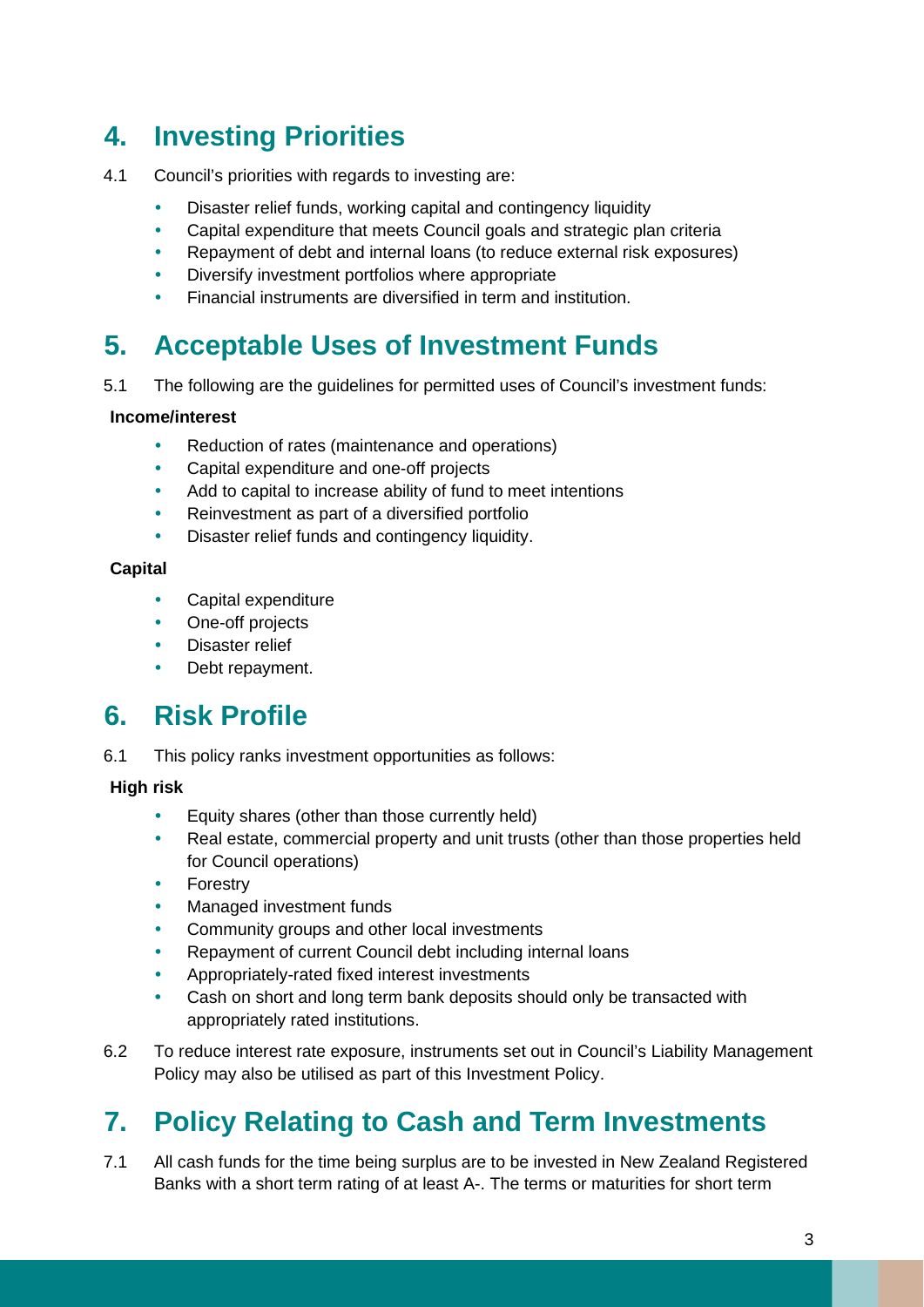## 4. Investing Priorities

4.1 Council's priorities with regards to investing are:

- Disaster relief funds, working capital and contingency liquidity
- Capital expenditure that meets Council goals and strategic plan criteria
- Repayment of debt and internal loans (to reduce external risk exposures)
- Diversify investment portfolios where appropriate
- Financial instruments are diversified in term and institution.

## 5. Acceptable Uses of Investment Funds

5.1 The following are the guidelines for permitted uses of Council's investment funds:

**Income/interest**

- Reduction of rates (maintenance and operations)
- Capital expenditure and one-off projects
- Add to capital to increase ability of fund to meet intentions
- Reinvestment as part of a diversified portfolio
- Disaster relief funds and contingency liquidity.

**Capital**

- Capital expenditure
- One-off projects
- Disaster relief
- Debt repayment.

## 6. Risk Profile

6.1 This policy ranks investment opportunities as follows:

**High risk**

- Equity shares (other than those currently held)
- Real estate, commercial property and unit trusts (other than those properties held for Council operations)
- Forestry
- Managed investment funds
- Community groups and other local investments
- Repayment of current Council debt including internal loans
- Appropriately-rated fixed interest investments
- Cash on short and long term bank deposits should only be transacted with appropriately rated institutions.

6.2 To reduce interest rate exposure, instruments set out in Council's Liability Management Policy may also be utilised as part of this Investment Policy.

## 7. Policy Relating to Cash and Term Investments

7.1 All cash funds for the time being surplus are to be invested in New Zealand Registered Banks with a short term rating of at least A-. The terms or maturities for short term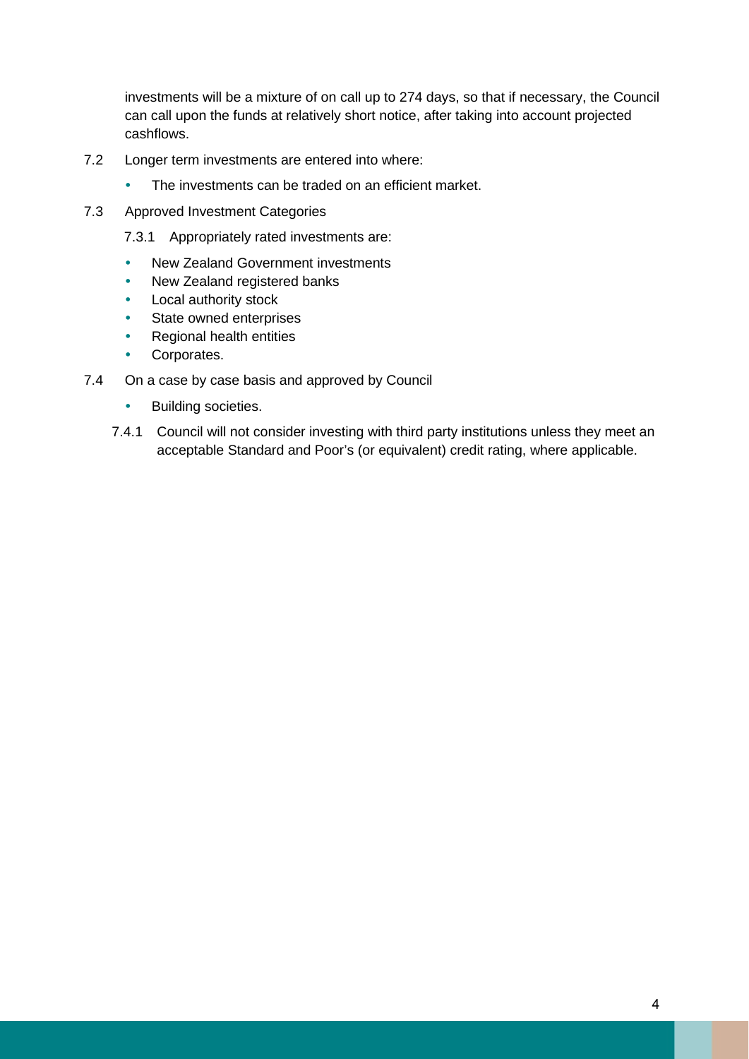investments will be a mixture of on call up to 274 days, so that if necessary, the Council can call upon the funds at relatively short notice, after taking into account projected cashflows.

7.2 Longer term investments are entered into where:

- The investments can be traded on an efficient market.

7.3 Approved Investment Categories

7.3.1 Appropriately rated investments are:

- New Zealand Government investments
- New Zealand registered banks
- Local authority stock
- State owned enterprises
- Regional health entities
- Corporates.

7.4 On a case by case basis and approved by Council

- Building societies.

7.4.1 Council will not consider investing with third party institutions unless they meet an acceptable Standard and Poor's (or equivalent) credit rating, where applicable.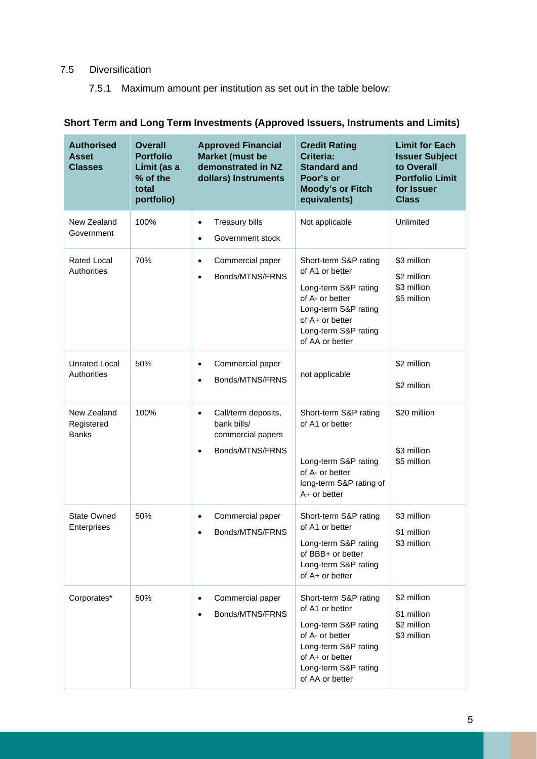7.5 Diversification

7.5.1 Maximum amount per institution as set out in the table below:

**Short Term and Long Term Investments (Approved Issuers, Instruments and Limits)**

| Authorised Asset Classes | Overall Portfolio Limit (as a % of the total portfolio) | Approved Financial Market (must be demonstrated in NZ dollars) Instruments | Credit Rating Criteria: Standard and Poor's or Moody's or Fitch equivalents) | Limit for Each Issuer Subject to Overall Portfolio Limit for Issuer Class |
|---|---|---|---|---|
| New Zealand Government | 100% | • Treasury bills<br>• Government stock | Not applicable | Unlimited |
| Rated Local Authorities | 70% | • Commercial paper<br>• Bonds/MTNS/FRNS | Short-term S&P rating of A1 or better<br>Long-term S&P rating of A- or better<br>Long-term S&P rating of A+ or better<br>Long-term S&P rating of AA or better | $3 million<br>$2 million<br>$3 million<br>$5 million |
| Unrated Local Authorities | 50% | • Commercial paper<br>• Bonds/MTNS/FRNS | not applicable | $2 million<br>$2 million |
| New Zealand Registered Banks | 100% | • Call/term deposits, bank bills/ commercial papers<br>• Bonds/MTNS/FRNS | Short-term S&P rating of A1 or better<br>Long-term S&P rating of A- or better<br>long-term S&P rating of A+ or better | $20 million<br>$3 million<br>$5 million |
| State Owned Enterprises | 50% | • Commercial paper<br>• Bonds/MTNS/FRNS | Short-term S&P rating of A1 or better<br>Long-term S&P rating of BBB+ or better<br>Long-term S&P rating of A+ or better | $3 million<br>$1 million<br>$3 million |
| Corporates* | 50% | • Commercial paper<br>• Bonds/MTNS/FRNS | Short-term S&P rating of A1 or better<br>Long-term S&P rating of A- or better<br>Long-term S&P rating of A+ or better<br>Long-term S&P rating of AA or better | $2 million<br>$1 million<br>$2 million<br>$3 million |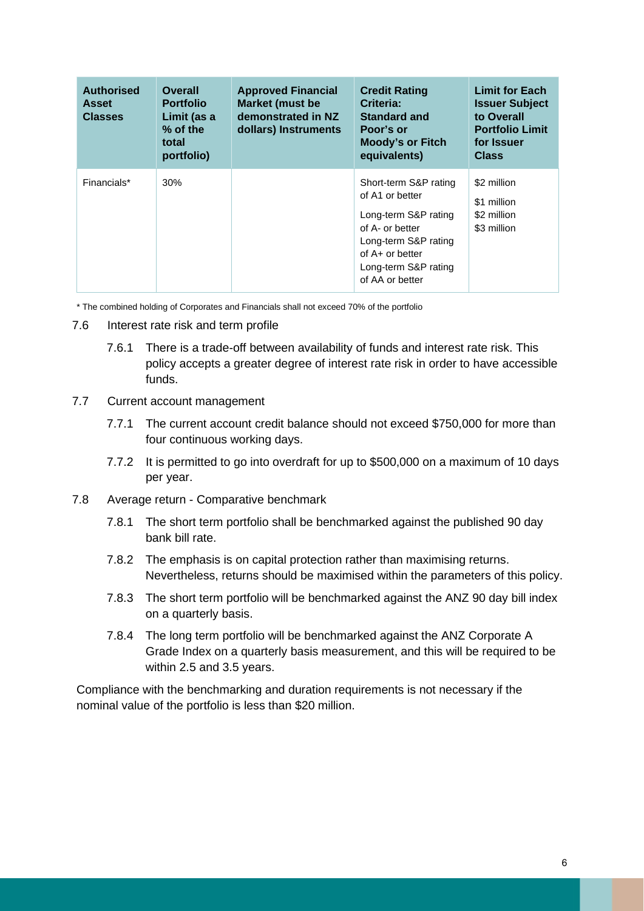| Authorised Asset Classes | Overall Portfolio Limit (as a % of the total portfolio) | Approved Financial Market (must be demonstrated in NZ dollars) Instruments | Credit Rating Criteria: Standard and Poor's or Moody's or Fitch equivalents) | Limit for Each Issuer Subject to Overall Portfolio Limit for Issuer Class |
|---|---|---|---|---|
| Financials* | 30% | | Short-term S&P rating of A1 or better<br>Long-term S&P rating of A- or better<br>Long-term S&P rating of A+ or better<br>Long-term S&P rating of AA or better | \$2 million<br>\$1 million<br>\$2 million<br>\$3 million |

* The combined holding of Corporates and Financials shall not exceed 70% of the portfolio

7.6 Interest rate risk and term profile

7.6.1 There is a trade-off between availability of funds and interest rate risk. This policy accepts a greater degree of interest rate risk in order to have accessible funds.

7.7 Current account management

7.7.1 The current account credit balance should not exceed \$750,000 for more than four continuous working days.

7.7.2 It is permitted to go into overdraft for up to \$500,000 on a maximum of 10 days per year.

7.8 Average return - Comparative benchmark

7.8.1 The short term portfolio shall be benchmarked against the published 90 day bank bill rate.

7.8.2 The emphasis is on capital protection rather than maximising returns. Nevertheless, returns should be maximised within the parameters of this policy.

7.8.3 The short term portfolio will be benchmarked against the ANZ 90 day bill index on a quarterly basis.

7.8.4 The long term portfolio will be benchmarked against the ANZ Corporate A Grade Index on a quarterly basis measurement, and this will be required to be within 2.5 and 3.5 years.

Compliance with the benchmarking and duration requirements is not necessary if the nominal value of the portfolio is less than \$20 million.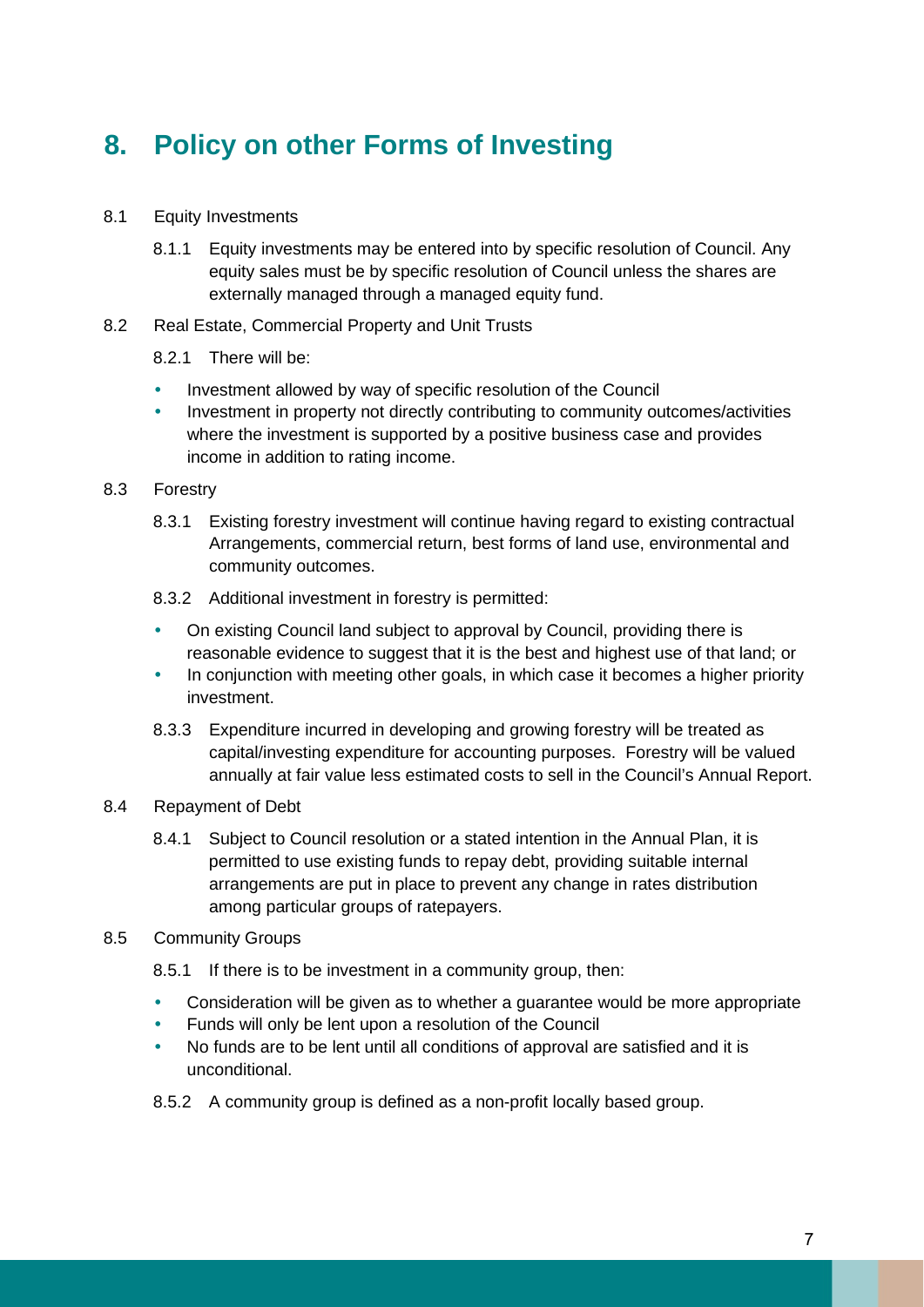# 8. Policy on other Forms of Investing

8.1 Equity Investments

8.1.1 Equity investments may be entered into by specific resolution of Council. Any equity sales must be by specific resolution of Council unless the shares are externally managed through a managed equity fund.

8.2 Real Estate, Commercial Property and Unit Trusts

8.2.1 There will be:

- Investment allowed by way of specific resolution of the Council
- Investment in property not directly contributing to community outcomes/activities where the investment is supported by a positive business case and provides income in addition to rating income.

8.3 Forestry

8.3.1 Existing forestry investment will continue having regard to existing contractual Arrangements, commercial return, best forms of land use, environmental and community outcomes.

8.3.2 Additional investment in forestry is permitted:

- On existing Council land subject to approval by Council, providing there is reasonable evidence to suggest that it is the best and highest use of that land; or
- In conjunction with meeting other goals, in which case it becomes a higher priority investment.

8.3.3 Expenditure incurred in developing and growing forestry will be treated as capital/investing expenditure for accounting purposes. Forestry will be valued annually at fair value less estimated costs to sell in the Council's Annual Report.

8.4 Repayment of Debt

8.4.1 Subject to Council resolution or a stated intention in the Annual Plan, it is permitted to use existing funds to repay debt, providing suitable internal arrangements are put in place to prevent any change in rates distribution among particular groups of ratepayers.

8.5 Community Groups

8.5.1 If there is to be investment in a community group, then:

- Consideration will be given as to whether a guarantee would be more appropriate
- Funds will only be lent upon a resolution of the Council
- No funds are to be lent until all conditions of approval are satisfied and it is unconditional.

8.5.2 A community group is defined as a non-profit locally based group.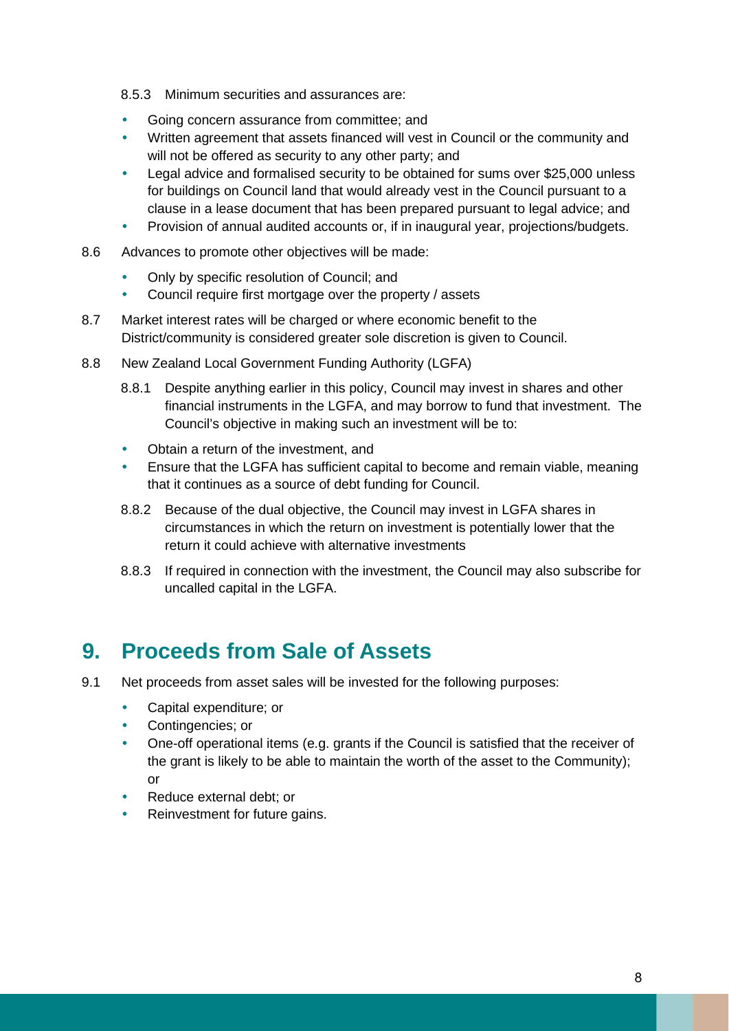8.5.3 Minimum securities and assurances are:

- Going concern assurance from committee; and
- Written agreement that assets financed will vest in Council or the community and will not be offered as security to any other party; and
- Legal advice and formalised security to be obtained for sums over $25,000 unless for buildings on Council land that would already vest in the Council pursuant to a clause in a lease document that has been prepared pursuant to legal advice; and
- Provision of annual audited accounts or, if in inaugural year, projections/budgets.

8.6 Advances to promote other objectives will be made:

- Only by specific resolution of Council; and
- Council require first mortgage over the property / assets

8.7 Market interest rates will be charged or where economic benefit to the District/community is considered greater sole discretion is given to Council.

8.8 New Zealand Local Government Funding Authority (LGFA)

8.8.1 Despite anything earlier in this policy, Council may invest in shares and other financial instruments in the LGFA, and may borrow to fund that investment. The Council's objective in making such an investment will be to:

- Obtain a return of the investment, and
- Ensure that the LGFA has sufficient capital to become and remain viable, meaning that it continues as a source of debt funding for Council.

8.8.2 Because of the dual objective, the Council may invest in LGFA shares in circumstances in which the return on investment is potentially lower that the return it could achieve with alternative investments

8.8.3 If required in connection with the investment, the Council may also subscribe for uncalled capital in the LGFA.

# 9. Proceeds from Sale of Assets

9.1 Net proceeds from asset sales will be invested for the following purposes:

- Capital expenditure; or
- Contingencies; or
- One-off operational items (e.g. grants if the Council is satisfied that the receiver of the grant is likely to be able to maintain the worth of the asset to the Community); or
- Reduce external debt; or
- Reinvestment for future gains.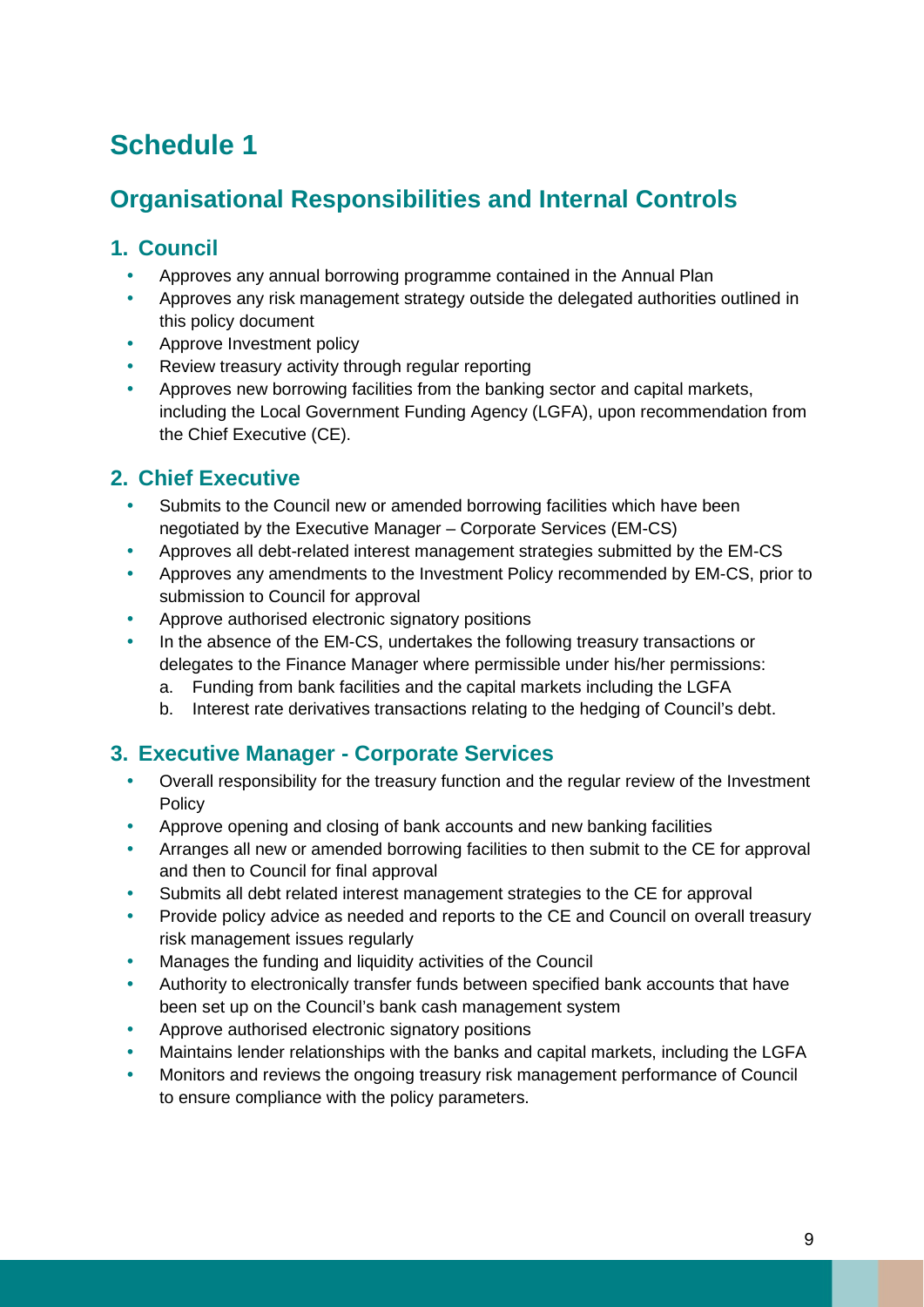# Schedule 1

## Organisational Responsibilities and Internal Controls

### 1. Council

- Approves any annual borrowing programme contained in the Annual Plan
- Approves any risk management strategy outside the delegated authorities outlined in this policy document
- Approve Investment policy
- Review treasury activity through regular reporting
- Approves new borrowing facilities from the banking sector and capital markets, including the Local Government Funding Agency (LGFA), upon recommendation from the Chief Executive (CE).

### 2. Chief Executive

- Submits to the Council new or amended borrowing facilities which have been negotiated by the Executive Manager – Corporate Services (EM-CS)
- Approves all debt-related interest management strategies submitted by the EM-CS
- Approves any amendments to the Investment Policy recommended by EM-CS, prior to submission to Council for approval
- Approve authorised electronic signatory positions
- In the absence of the EM-CS, undertakes the following treasury transactions or delegates to the Finance Manager where permissible under his/her permissions:
  a. Funding from bank facilities and the capital markets including the LGFA
  b. Interest rate derivatives transactions relating to the hedging of Council's debt.

### 3. Executive Manager - Corporate Services

- Overall responsibility for the treasury function and the regular review of the Investment Policy
- Approve opening and closing of bank accounts and new banking facilities
- Arranges all new or amended borrowing facilities to then submit to the CE for approval and then to Council for final approval
- Submits all debt related interest management strategies to the CE for approval
- Provide policy advice as needed and reports to the CE and Council on overall treasury risk management issues regularly
- Manages the funding and liquidity activities of the Council
- Authority to electronically transfer funds between specified bank accounts that have been set up on the Council's bank cash management system
- Approve authorised electronic signatory positions
- Maintains lender relationships with the banks and capital markets, including the LGFA
- Monitors and reviews the ongoing treasury risk management performance of Council to ensure compliance with the policy parameters.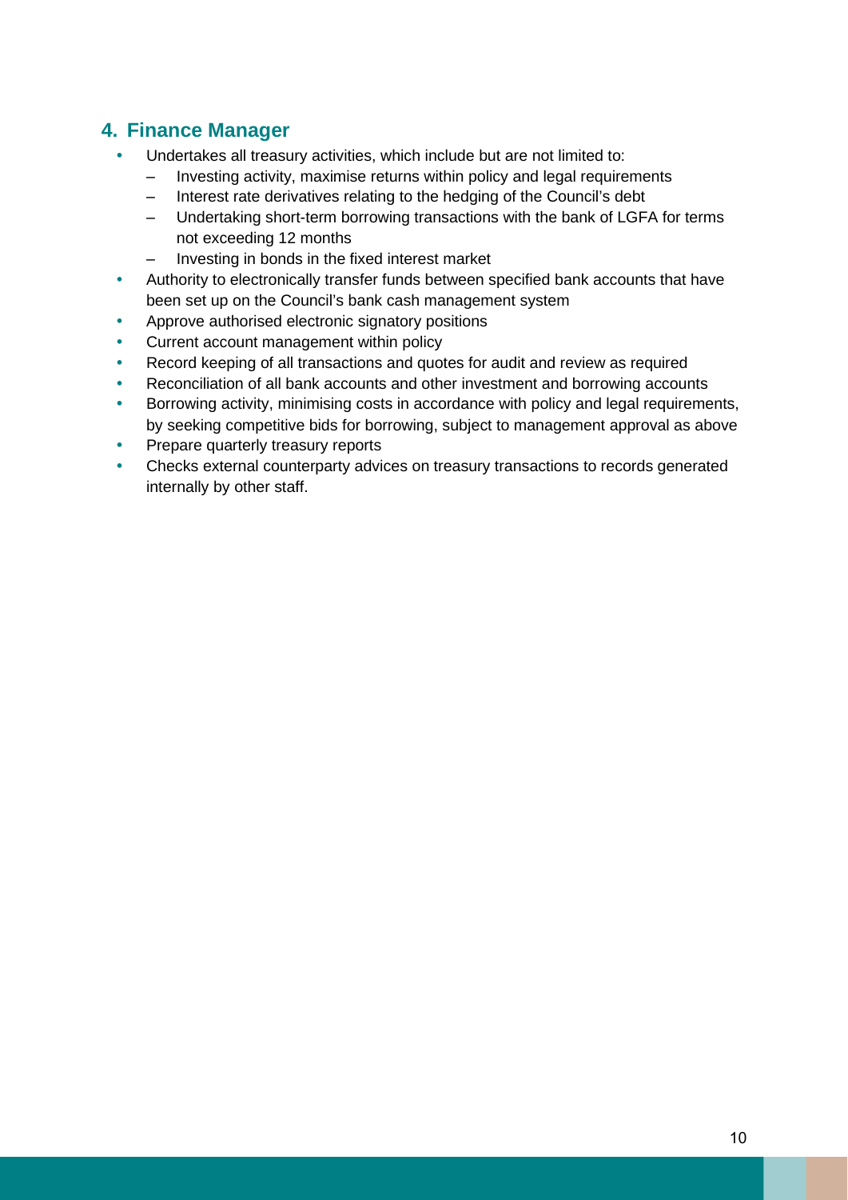## 4. Finance Manager

- Undertakes all treasury activities, which include but are not limited to:
  - Investing activity, maximise returns within policy and legal requirements
  - Interest rate derivatives relating to the hedging of the Council's debt
  - Undertaking short-term borrowing transactions with the bank of LGFA for terms not exceeding 12 months
  - Investing in bonds in the fixed interest market
- Authority to electronically transfer funds between specified bank accounts that have been set up on the Council's bank cash management system
- Approve authorised electronic signatory positions
- Current account management within policy
- Record keeping of all transactions and quotes for audit and review as required
- Reconciliation of all bank accounts and other investment and borrowing accounts
- Borrowing activity, minimising costs in accordance with policy and legal requirements, by seeking competitive bids for borrowing, subject to management approval as above
- Prepare quarterly treasury reports
- Checks external counterparty advices on treasury transactions to records generated internally by other staff.